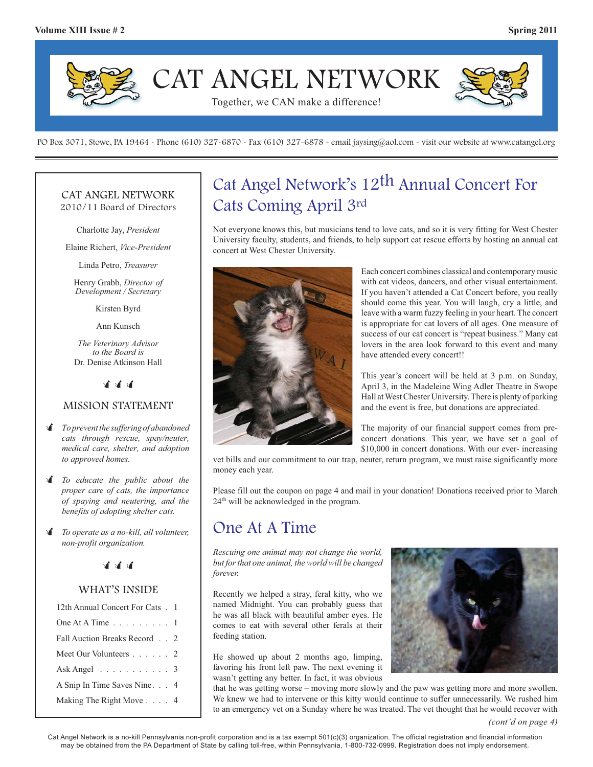# CAT ANGEL NETWORK

Together, we CAN make a difference!

PO Box 3071, Stowe, PA 19464 - Phone (610) 327-6870 - Fax (610) 327-6878 - email jaysing@aol.com - visit our website at www.catangel.org

## CAT ANGEL NETWORK 2010/11 Board of Directors

Charlotte Jay, *President*

Elaine Richert, *Vice-President*

Linda Petro, *Treasurer*

Henry Grabb, *Director of Development / Secretary*

Kirsten Byrd

Ann Kunsch

*The Veterinary Advisor to the Board is*
Dr. Denise Atkinson Hall

## MISSION STATEMENT

- *To prevent the suffering of abandoned cats through rescue, spay/neuter, medical care, shelter, and adoption to approved homes.*
- *To educate the public about the proper care of cats, the importance of spaying and neutering, and the benefits of adopting shelter cats.*
- *To operate as a no-kill, all volunteer, non-profit organization.*

## WHAT'S INSIDE

| | |
|---|---|
| 12th Annual Concert For Cats | 1 |
| One At A Time | 1 |
| Fall Auction Breaks Record | 2 |
| Meet Our Volunteers | 2 |
| Ask Angel | 3 |
| A Snip In Time Saves Nine | 4 |
| Making The Right Move | 4 |

## Cat Angel Network's 12th Annual Concert For Cats Coming April 3rd

Not everyone knows this, but musicians tend to love cats, and so it is very fitting for West Chester University faculty, students, and friends, to help support cat rescue efforts by hosting an annual cat concert at West Chester University.

Each concert combines classical and contemporary music with cat videos, dancers, and other visual entertainment. If you haven't attended a Cat Concert before, you really should come this year. You will laugh, cry a little, and leave with a warm fuzzy feeling in your heart. The concert is appropriate for cat lovers of all ages. One measure of success of our cat concert is "repeat business." Many cat lovers in the area look forward to this event and many have attended every concert!!

This year's concert will be held at 3 p.m. on Sunday, April 3, in the Madeleine Wing Adler Theatre in Swope Hall at West Chester University. There is plenty of parking and the event is free, but donations are appreciated.

The majority of our financial support comes from pre-concert donations. This year, we have set a goal of $10,000 in concert donations. With our ever- increasing vet bills and our commitment to our trap, neuter, return program, we must raise significantly more money each year.

Please fill out the coupon on page 4 and mail in your donation! Donations received prior to March 24th will be acknowledged in the program.

## One At A Time

*Rescuing one animal may not change the world, but for that one animal, the world will be changed forever.*

Recently we helped a stray, feral kitty, who we named Midnight. You can probably guess that he was all black with beautiful amber eyes. He comes to eat with several other ferals at their feeding station.

He showed up about 2 months ago, limping, favoring his front left paw. The next evening it wasn't getting any better. In fact, it was obvious that he was getting worse – moving more slowly and the paw was getting more and more swollen. We knew we had to intervene or this kitty would continue to suffer unnecessarily. We rushed him to an emergency vet on a Sunday where he was treated. The vet thought that he would recover with

*(cont'd on page 4)*

Cat Angel Network is a no-kill Pennsylvania non-profit corporation and is a tax exempt 501(c)(3) organization. The official registration and financial information may be obtained from the PA Department of State by calling toll-free, within Pennsylvania, 1-800-732-0999. Registration does not imply endorsement.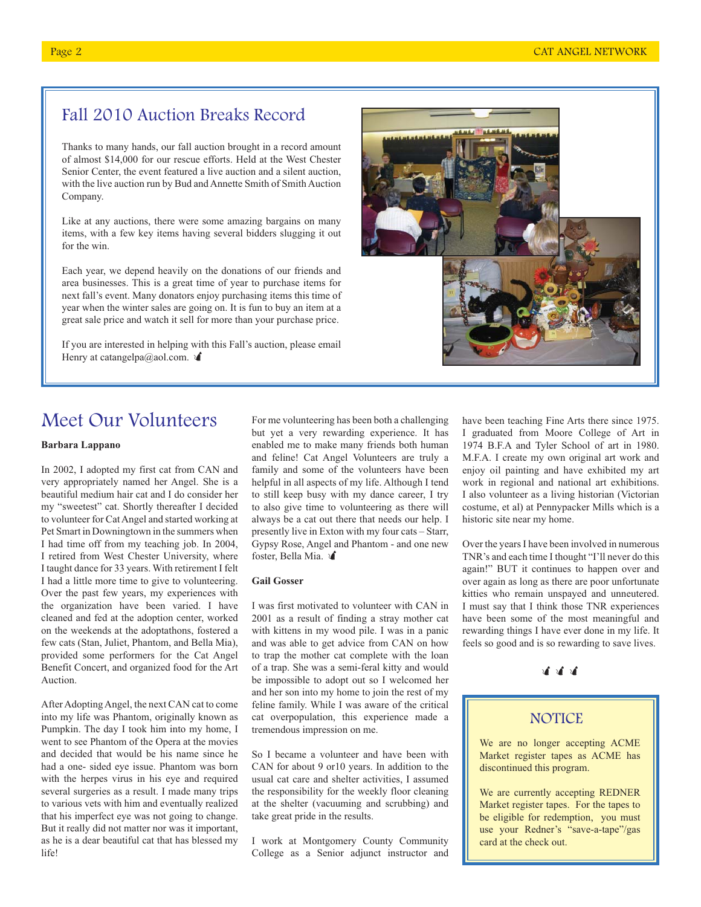## Fall 2010 Auction Breaks Record

Thanks to many hands, our fall auction brought in a record amount of almost $14,000 for our rescue efforts. Held at the West Chester Senior Center, the event featured a live auction and a silent auction, with the live auction run by Bud and Annette Smith of Smith Auction Company.

Like at any auctions, there were some amazing bargains on many items, with a few key items having several bidders slugging it out for the win.

Each year, we depend heavily on the donations of our friends and area businesses. This is a great time of year to purchase items for next fall's event. Many donators enjoy purchasing items this time of year when the winter sales are going on. It is fun to buy an item at a great sale price and watch it sell for more than your purchase price.

If you are interested in helping with this Fall's auction, please email Henry at catangelpa@aol.com.

## Meet Our Volunteers

**Barbara Lappano**

In 2002, I adopted my first cat from CAN and very appropriately named her Angel. She is a beautiful medium hair cat and I do consider her my "sweetest" cat. Shortly thereafter I decided to volunteer for Cat Angel and started working at Pet Smart in Downingtown in the summers when I had time off from my teaching job. In 2004, I retired from West Chester University, where I taught dance for 33 years. With retirement I felt I had a little more time to give to volunteering. Over the past few years, my experiences with the organization have been varied. I have cleaned and fed at the adoption center, worked on the weekends at the adoptathons, fostered a few cats (Stan, Juliet, Phantom, and Bella Mia), provided some performers for the Cat Angel Benefit Concert, and organized food for the Art Auction.

After Adopting Angel, the next CAN cat to come into my life was Phantom, originally known as Pumpkin. The day I took him into my home, I went to see Phantom of the Opera at the movies and decided that would be his name since he had a one- sided eye issue. Phantom was born with the herpes virus in his eye and required several surgeries as a result. I made many trips to various vets with him and eventually realized that his imperfect eye was not going to change. But it really did not matter nor was it important, as he is a dear beautiful cat that has blessed my life!

For me volunteering has been both a challenging but yet a very rewarding experience. It has enabled me to make many friends both human and feline! Cat Angel Volunteers are truly a family and some of the volunteers have been helpful in all aspects of my life. Although I tend to still keep busy with my dance career, I try to also give time to volunteering as there will always be a cat out there that needs our help. I presently live in Exton with my four cats – Starr, Gypsy Rose, Angel and Phantom - and one new foster, Bella Mia.

**Gail Gosser**

I was first motivated to volunteer with CAN in 2001 as a result of finding a stray mother cat with kittens in my wood pile. I was in a panic and was able to get advice from CAN on how to trap the mother cat complete with the loan of a trap. She was a semi-feral kitty and would be impossible to adopt out so I welcomed her and her son into my home to join the rest of my feline family. While I was aware of the critical cat overpopulation, this experience made a tremendous impression on me.

So I became a volunteer and have been with CAN for about 9 or10 years. In addition to the usual cat care and shelter activities, I assumed the responsibility for the weekly floor cleaning at the shelter (vacuuming and scrubbing) and take great pride in the results.

I work at Montgomery County Community College as a Senior adjunct instructor and have been teaching Fine Arts there since 1975. I graduated from Moore College of Art in 1974 B.F.A and Tyler School of art in 1980. M.F.A. I create my own original art work and enjoy oil painting and have exhibited my art work in regional and national art exhibitions. I also volunteer as a living historian (Victorian costume, et al) at Pennypacker Mills which is a historic site near my home.

Over the years I have been involved in numerous TNR's and each time I thought "I'll never do this again!" BUT it continues to happen over and over again as long as there are poor unfortunate kitties who remain unspayed and unneutered. I must say that I think those TNR experiences have been some of the most meaningful and rewarding things I have ever done in my life. It feels so good and is so rewarding to save lives.

### NOTICE

We are no longer accepting ACME Market register tapes as ACME has discontinued this program.

We are currently accepting REDNER Market register tapes. For the tapes to be eligible for redemption, you must use your Redner's "save-a-tape"/gas card at the check out.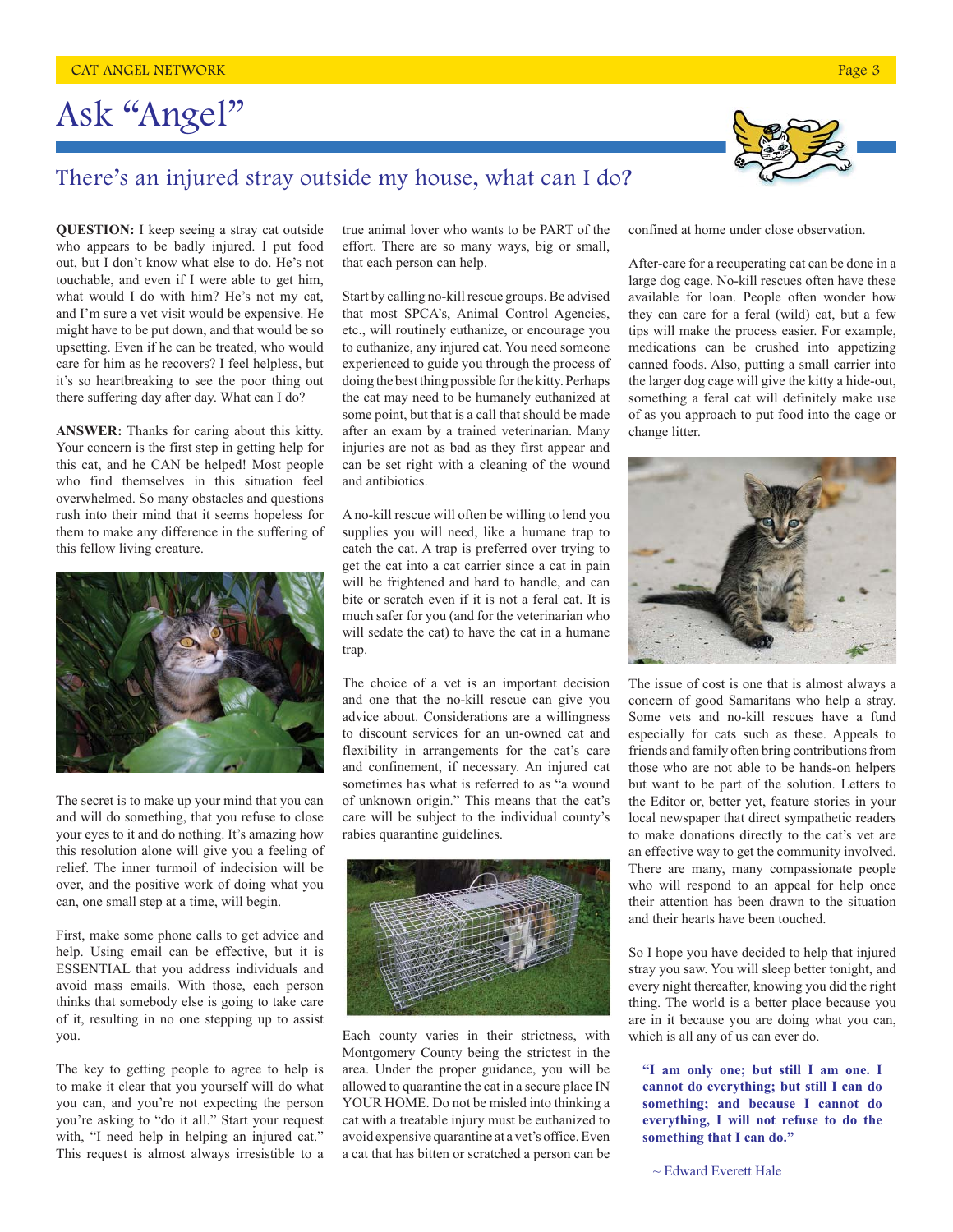# Ask "Angel"

## There's an injured stray outside my house, what can I do?

**QUESTION:** I keep seeing a stray cat outside who appears to be badly injured. I put food out, but I don't know what else to do. He's not touchable, and even if I were able to get him, what would I do with him? He's not my cat, and I'm sure a vet visit would be expensive. He might have to be put down, and that would be so upsetting. Even if he can be treated, who would care for him as he recovers? I feel helpless, but it's so heartbreaking to see the poor thing out there suffering day after day. What can I do?

**ANSWER:** Thanks for caring about this kitty. Your concern is the first step in getting help for this cat, and he CAN be helped! Most people who find themselves in this situation feel overwhelmed. So many obstacles and questions rush into their mind that it seems hopeless for them to make any difference in the suffering of this fellow living creature.

The secret is to make up your mind that you can and will do something, that you refuse to close your eyes to it and do nothing. It's amazing how this resolution alone will give you a feeling of relief. The inner turmoil of indecision will be over, and the positive work of doing what you can, one small step at a time, will begin.

First, make some phone calls to get advice and help. Using email can be effective, but it is ESSENTIAL that you address individuals and avoid mass emails. With those, each person thinks that somebody else is going to take care of it, resulting in no one stepping up to assist you.

The key to getting people to agree to help is to make it clear that you yourself will do what you can, and you're not expecting the person you're asking to "do it all." Start your request with, "I need help in helping an injured cat." This request is almost always irresistible to a true animal lover who wants to be PART of the effort. There are so many ways, big or small, that each person can help.

Start by calling no-kill rescue groups. Be advised that most SPCA's, Animal Control Agencies, etc., will routinely euthanize, or encourage you to euthanize, any injured cat. You need someone experienced to guide you through the process of doing the best thing possible for the kitty. Perhaps the cat may need to be humanely euthanized at some point, but that is a call that should be made after an exam by a trained veterinarian. Many injuries are not as bad as they first appear and can be set right with a cleaning of the wound and antibiotics.

A no-kill rescue will often be willing to lend you supplies you will need, like a humane trap to catch the cat. A trap is preferred over trying to get the cat into a cat carrier since a cat in pain will be frightened and hard to handle, and can bite or scratch even if it is not a feral cat. It is much safer for you (and for the veterinarian who will sedate the cat) to have the cat in a humane trap.

The choice of a vet is an important decision and one that the no-kill rescue can give you advice about. Considerations are a willingness to discount services for an un-owned cat and flexibility in arrangements for the cat's care and confinement, if necessary. An injured cat sometimes has what is referred to as "a wound of unknown origin." This means that the cat's care will be subject to the individual county's rabies quarantine guidelines.

Each county varies in their strictness, with Montgomery County being the strictest in the area. Under the proper guidance, you will be allowed to quarantine the cat in a secure place IN YOUR HOME. Do not be misled into thinking a cat with a treatable injury must be euthanized to avoid expensive quarantine at a vet's office. Even a cat that has bitten or scratched a person can be confined at home under close observation.

After-care for a recuperating cat can be done in a large dog cage. No-kill rescues often have these available for loan. People often wonder how they can care for a feral (wild) cat, but a few tips will make the process easier. For example, medications can be crushed into appetizing canned foods. Also, putting a small carrier into the larger dog cage will give the kitty a hide-out, something a feral cat will definitely make use of as you approach to put food into the cage or change litter.

The issue of cost is one that is almost always a concern of good Samaritans who help a stray. Some vets and no-kill rescues have a fund especially for cats such as these. Appeals to friends and family often bring contributions from those who are not able to be hands-on helpers but want to be part of the solution. Letters to the Editor or, better yet, feature stories in your local newspaper that direct sympathetic readers to make donations directly to the cat's vet are an effective way to get the community involved. There are many, many compassionate people who will respond to an appeal for help once their attention has been drawn to the situation and their hearts have been touched.

So I hope you have decided to help that injured stray you saw. You will sleep better tonight, and every night thereafter, knowing you did the right thing. The world is a better place because you are in it because you are doing what you can, which is all any of us can ever do.

> **"I am only one; but still I am one. I cannot do everything; but still I can do something; and because I cannot do everything, I will not refuse to do the something that I can do."**
>
> ~ Edward Everett Hale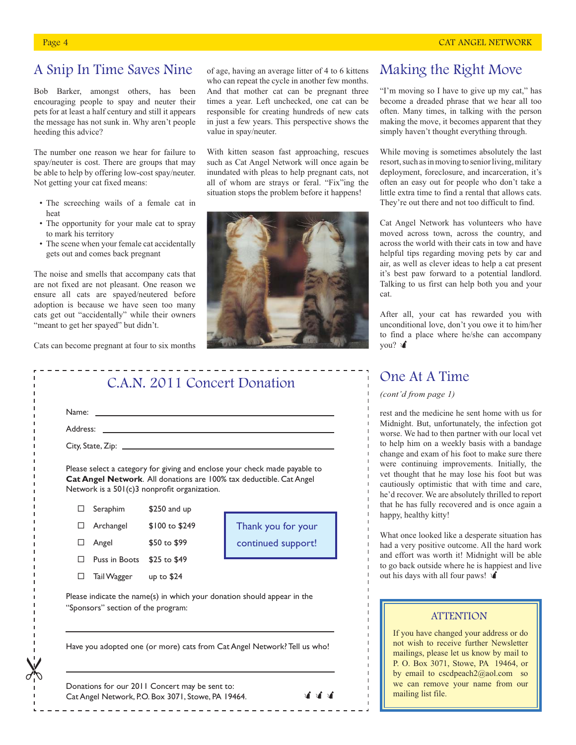## A Snip In Time Saves Nine

Bob Barker, amongst others, has been encouraging people to spay and neuter their pets for at least a half century and still it appears the message has not sunk in. Why aren't people heeding this advice?

The number one reason we hear for failure to spay/neuter is cost. There are groups that may be able to help by offering low-cost spay/neuter. Not getting your cat fixed means:

- The screeching wails of a female cat in heat
- The opportunity for your male cat to spray to mark his territory
- The scene when your female cat accidentally gets out and comes back pregnant

The noise and smells that accompany cats that are not fixed are not pleasant. One reason we ensure all cats are spayed/neutered before adoption is because we have seen too many cats get out "accidentally" while their owners "meant to get her spayed" but didn't.

Cats can become pregnant at four to six months of age, having an average litter of 4 to 6 kittens who can repeat the cycle in another few months. And that mother cat can be pregnant three times a year. Left unchecked, one cat can be responsible for creating hundreds of new cats in just a few years. This perspective shows the value in spay/neuter.

With kitten season fast approaching, rescues such as Cat Angel Network will once again be inundated with pleas to help pregnant cats, not all of whom are strays or feral. "Fix"ing the situation stops the problem before it happens!

## Making the Right Move

"I'm moving so I have to give up my cat," has become a dreaded phrase that we hear all too often. Many times, in talking with the person making the move, it becomes apparent that they simply haven't thought everything through.

While moving is sometimes absolutely the last resort, such as in moving to senior living, military deployment, foreclosure, and incarceration, it's often an easy out for people who don't take a little extra time to find a rental that allows cats. They're out there and not too difficult to find.

Cat Angel Network has volunteers who have moved across town, across the country, and across the world with their cats in tow and have helpful tips regarding moving pets by car and air, as well as clever ideas to help a cat present it's best paw forward to a potential landlord. Talking to us first can help both you and your cat.

After all, your cat has rewarded you with unconditional love, don't you owe it to him/her to find a place where he/she can accompany you?

## C.A.N. 2011 Concert Donation

Name: ______________________________

Address: ______________________________

City, State, Zip: ______________________________

Please select a category for giving and enclose your check made payable to **Cat Angel Network**. All donations are 100% tax deductible. Cat Angel Network is a 501(c)3 nonprofit organization.

- ☐ Seraphim — $250 and up
- ☐ Archangel — $100 to $249
- ☐ Angel — $50 to $99
- ☐ Puss in Boots — $25 to $49
- ☐ Tail Wagger — up to $24

Thank you for your continued support!

Please indicate the name(s) in which your donation should appear in the "Sponsors" section of the program:

______________________________

Have you adopted one (or more) cats from Cat Angel Network? Tell us who!

______________________________

Donations for our 2011 Concert may be sent to:
Cat Angel Network, P.O. Box 3071, Stowe, PA 19464.

## One At A Time

*(cont'd from page 1)*

rest and the medicine he sent home with us for Midnight. But, unfortunately, the infection got worse. We had to then partner with our local vet to help him on a weekly basis with a bandage change and exam of his foot to make sure there were continuing improvements. Initially, the vet thought that he may lose his foot but was cautiously optimistic that with time and care, he'd recover. We are absolutely thrilled to report that he has fully recovered and is once again a happy, healthy kitty!

What once looked like a desperate situation has had a very positive outcome. All the hard work and effort was worth it! Midnight will be able to go back outside where he is happiest and live out his days with all four paws!

### ATTENTION

If you have changed your address or do not wish to receive further Newsletter mailings, please let us know by mail to P. O. Box 3071, Stowe, PA 19464, or by email to cscdpeach2@aol.com so we can remove your name from our mailing list file.